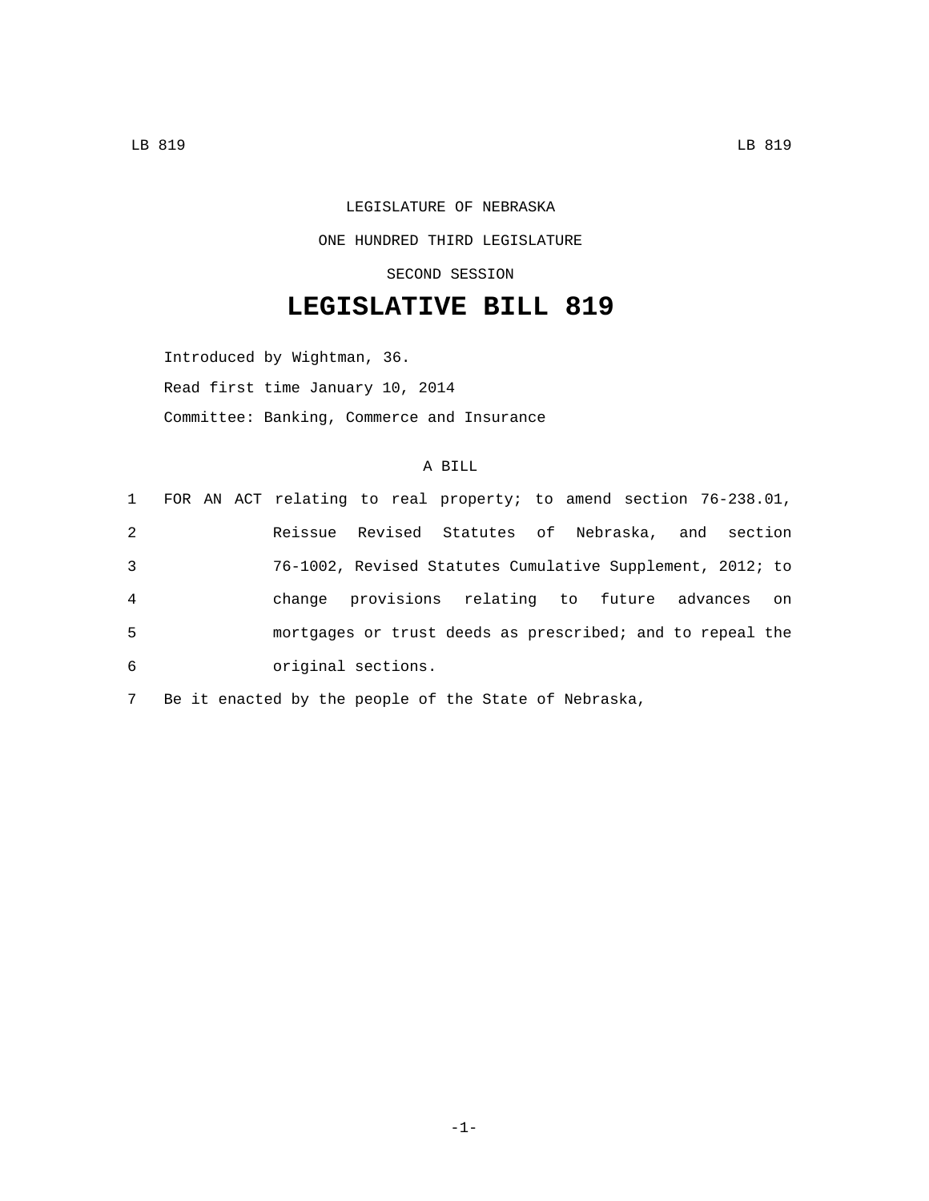LEGISLATURE OF NEBRASKA

ONE HUNDRED THIRD LEGISLATURE

SECOND SESSION

# LEGISLATIVE BILL 819

Introduced by Wightman, 36.

Read first time January 10, 2014

Committee: Banking, Commerce and Insurance

A BILL

1 FOR AN ACT relating to real property; to amend section 76-238.01,
2 Reissue Revised Statutes of Nebraska, and section
3 76-1002, Revised Statutes Cumulative Supplement, 2012; to
4 change provisions relating to future advances on
5 mortgages or trust deeds as prescribed; and to repeal the
6 original sections.

7 Be it enacted by the people of the State of Nebraska,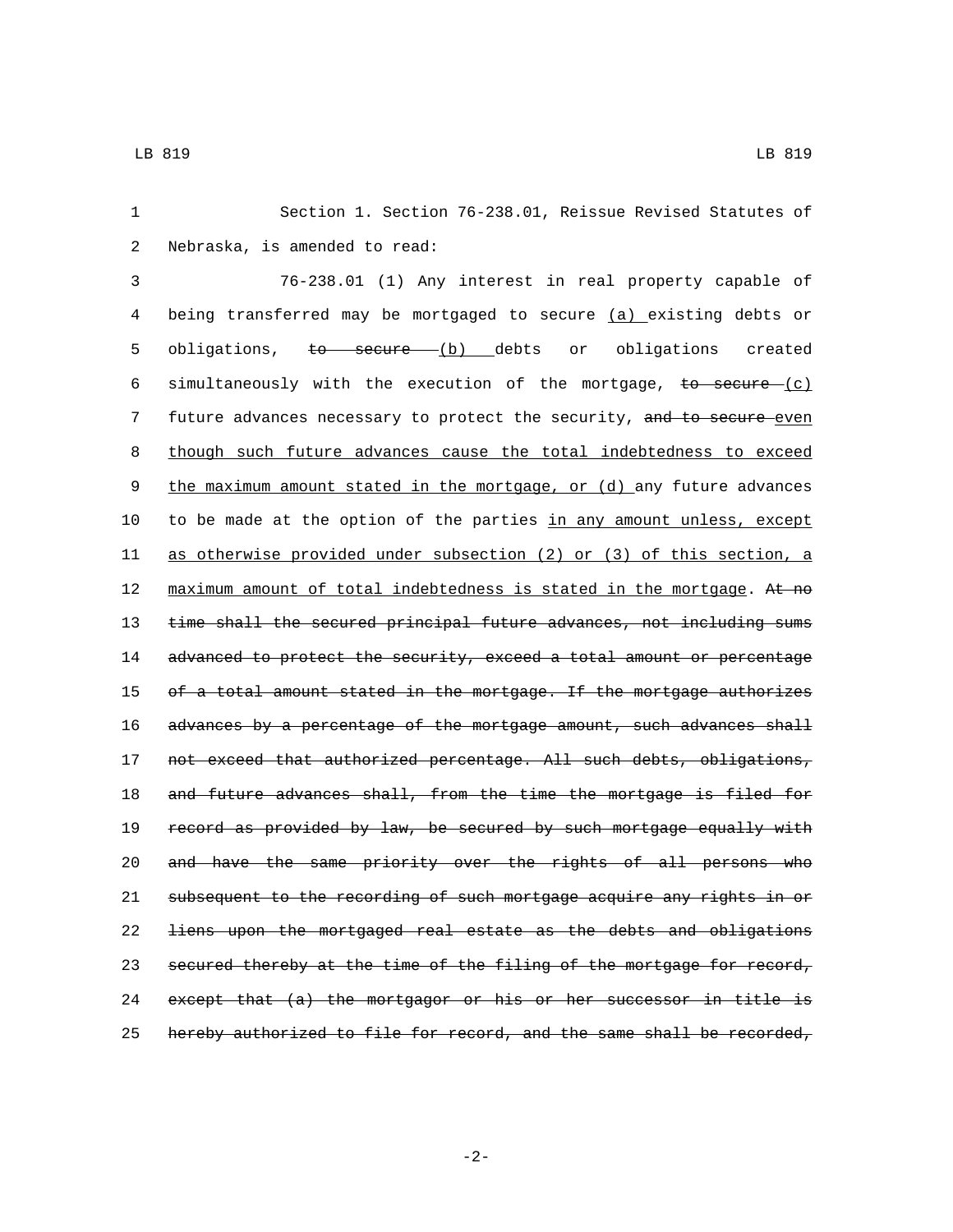Section 1. Section 76-238.01, Reissue Revised Statutes of Nebraska, is amended to read:

76-238.01 (1) Any interest in real property capable of being transferred may be mortgaged to secure <u>(a)</u> existing debts or obligations, ~~to secure~~ <u>(b)</u> debts or obligations created simultaneously with the execution of the mortgage, ~~to secure~~ <u>(c)</u> future advances necessary to protect the security, ~~and to secure~~ <u>even though such future advances cause the total indebtedness to exceed the maximum amount stated in the mortgage, or (d)</u> any future advances to be made at the option of the parties <u>in any amount unless, except as otherwise provided under subsection (2) or (3) of this section, a maximum amount of total indebtedness is stated in the mortgage</u>. ~~At no time shall the secured principal future advances, not including sums advanced to protect the security, exceed a total amount or percentage of a total amount stated in the mortgage. If the mortgage authorizes advances by a percentage of the mortgage amount, such advances shall not exceed that authorized percentage. All such debts, obligations, and future advances shall, from the time the mortgage is filed for record as provided by law, be secured by such mortgage equally with and have the same priority over the rights of all persons who subsequent to the recording of such mortgage acquire any rights in or liens upon the mortgaged real estate as the debts and obligations secured thereby at the time of the filing of the mortgage for record, except that (a) the mortgagor or his or her successor in title is hereby authorized to file for record, and the same shall be recorded,~~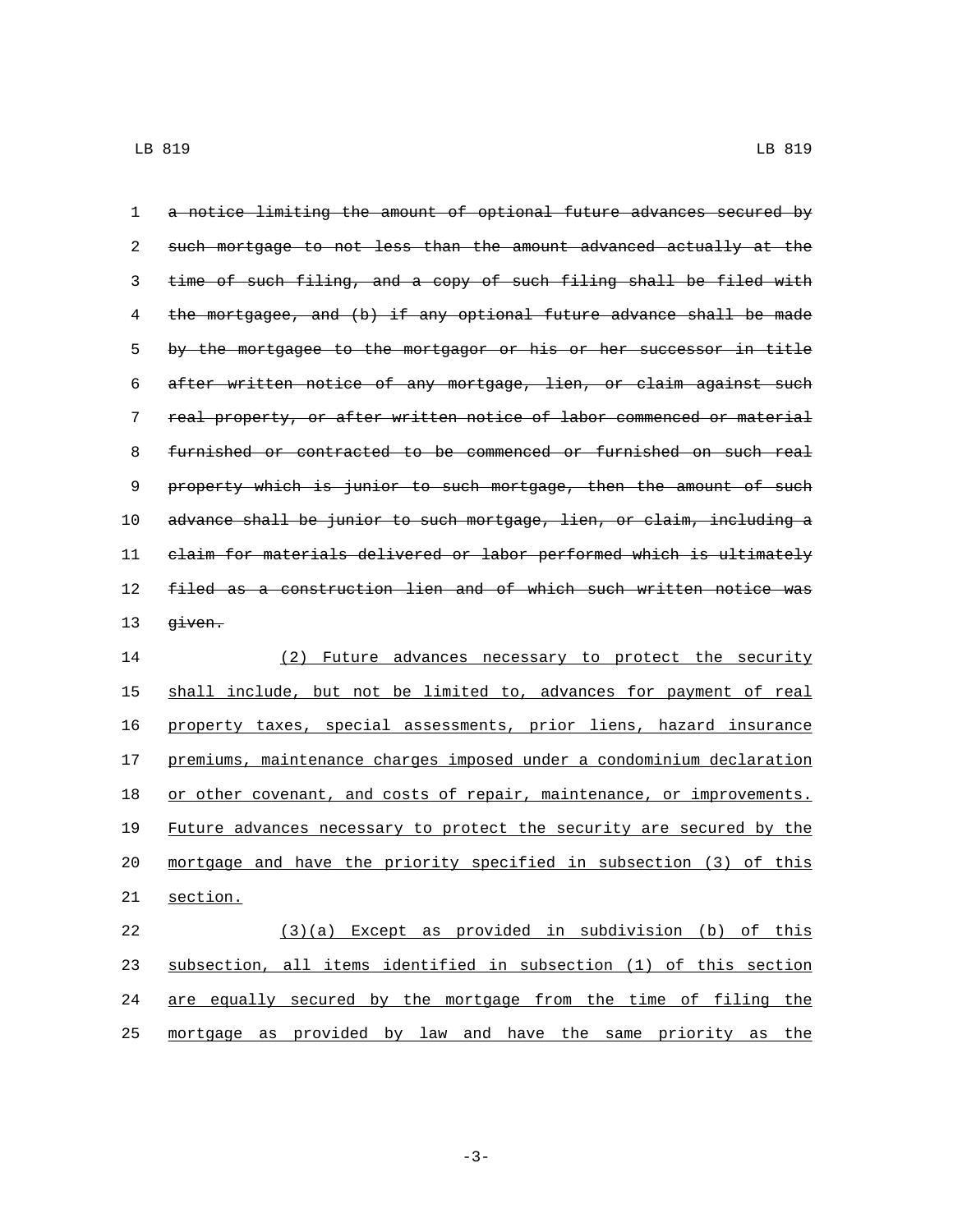~~a notice limiting the amount of optional future advances secured by such mortgage to not less than the amount advanced actually at the time of such filing, and a copy of such filing shall be filed with the mortgagee, and (b) if any optional future advance shall be made by the mortgagee to the mortgagor or his or her successor in title after written notice of any mortgage, lien, or claim against such real property, or after written notice of labor commenced or material furnished or contracted to be commenced or furnished on such real property which is junior to such mortgage, then the amount of such advance shall be junior to such mortgage, lien, or claim, including a claim for materials delivered or labor performed which is ultimately filed as a construction lien and of which such written notice was given.~~

(2) Future advances necessary to protect the security shall include, but not be limited to, advances for payment of real property taxes, special assessments, prior liens, hazard insurance premiums, maintenance charges imposed under a condominium declaration or other covenant, and costs of repair, maintenance, or improvements. Future advances necessary to protect the security are secured by the mortgage and have the priority specified in subsection (3) of this section.

(3)(a) Except as provided in subdivision (b) of this subsection, all items identified in subsection (1) of this section are equally secured by the mortgage from the time of filing the mortgage as provided by law and have the same priority as the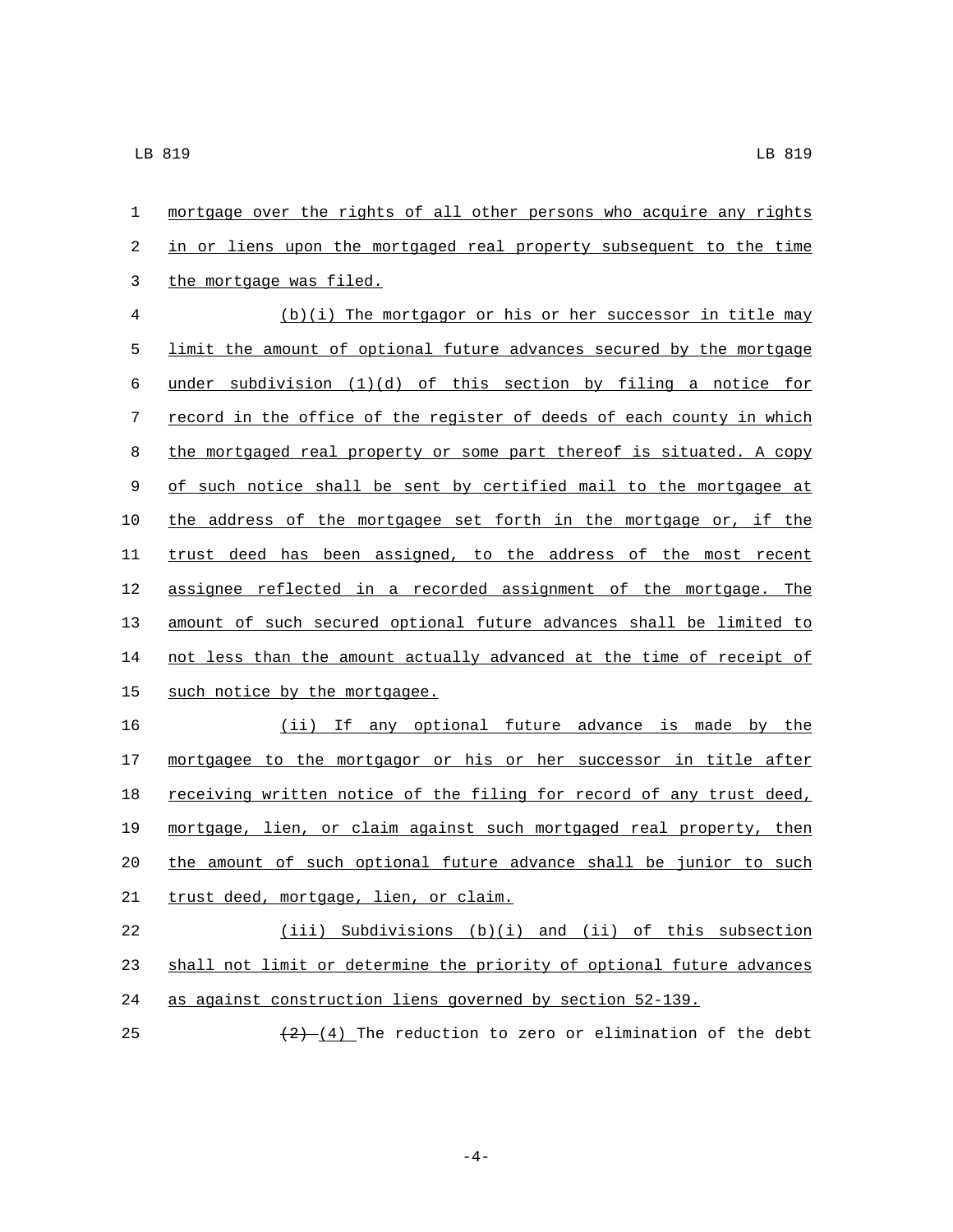mortgage over the rights of all other persons who acquire any rights in or liens upon the mortgaged real property subsequent to the time the mortgage was filed.

(b)(i) The mortgagor or his or her successor in title may limit the amount of optional future advances secured by the mortgage under subdivision (1)(d) of this section by filing a notice for record in the office of the register of deeds of each county in which the mortgaged real property or some part thereof is situated. A copy of such notice shall be sent by certified mail to the mortgagee at the address of the mortgagee set forth in the mortgage or, if the trust deed has been assigned, to the address of the most recent assignee reflected in a recorded assignment of the mortgage. The amount of such secured optional future advances shall be limited to not less than the amount actually advanced at the time of receipt of such notice by the mortgagee.

(ii) If any optional future advance is made by the mortgagee to the mortgagor or his or her successor in title after receiving written notice of the filing for record of any trust deed, mortgage, lien, or claim against such mortgaged real property, then the amount of such optional future advance shall be junior to such trust deed, mortgage, lien, or claim.

(iii) Subdivisions (b)(i) and (ii) of this subsection shall not limit or determine the priority of optional future advances as against construction liens governed by section 52-139.

~~(2)~~ (4) The reduction to zero or elimination of the debt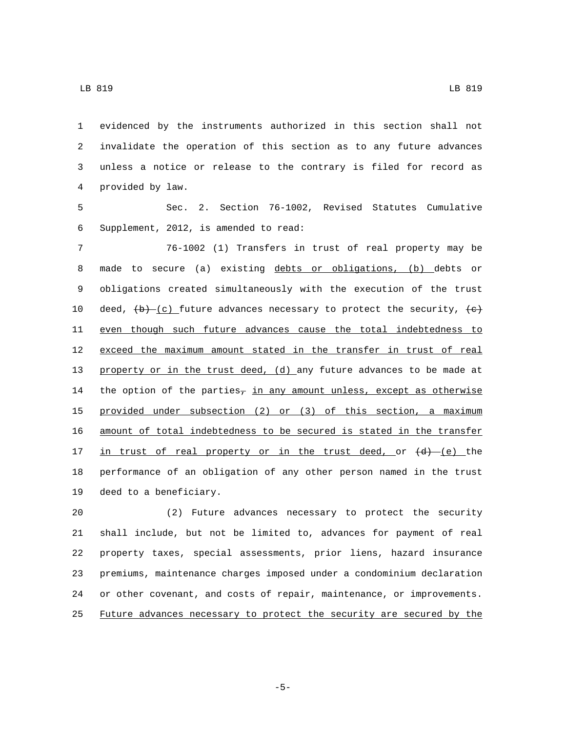evidenced by the instruments authorized in this section shall not invalidate the operation of this section as to any future advances unless a notice or release to the contrary is filed for record as provided by law.

Sec. 2. Section 76-1002, Revised Statutes Cumulative Supplement, 2012, is amended to read:

76-1002 (1) Transfers in trust of real property may be made to secure (a) existing debts or obligations, (b) debts or obligations created simultaneously with the execution of the trust deed, ~~(b)~~ (c) future advances necessary to protect the security, ~~(c)~~ even though such future advances cause the total indebtedness to exceed the maximum amount stated in the transfer in trust of real property or in the trust deed, (d) any future advances to be made at the option of the parties~~,~~ in any amount unless, except as otherwise provided under subsection (2) or (3) of this section, a maximum amount of total indebtedness to be secured is stated in the transfer in trust of real property or in the trust deed, or ~~(d)~~ (e) the performance of an obligation of any other person named in the trust deed to a beneficiary.

(2) Future advances necessary to protect the security shall include, but not be limited to, advances for payment of real property taxes, special assessments, prior liens, hazard insurance premiums, maintenance charges imposed under a condominium declaration or other covenant, and costs of repair, maintenance, or improvements. Future advances necessary to protect the security are secured by the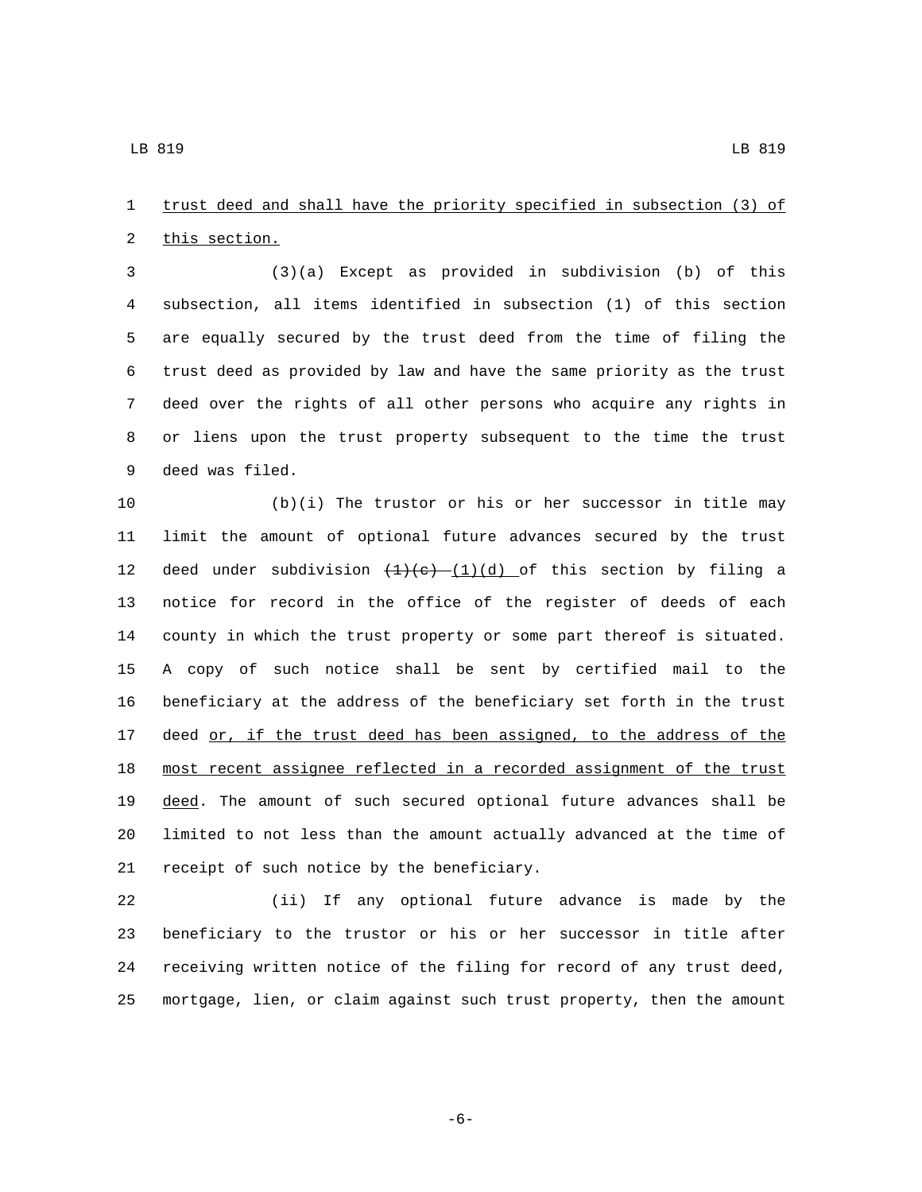trust deed and shall have the priority specified in subsection (3) of this section.

(3)(a) Except as provided in subdivision (b) of this subsection, all items identified in subsection (1) of this section are equally secured by the trust deed from the time of filing the trust deed as provided by law and have the same priority as the trust deed over the rights of all other persons who acquire any rights in or liens upon the trust property subsequent to the time the trust deed was filed.

(b)(i) The trustor or his or her successor in title may limit the amount of optional future advances secured by the trust deed under subdivision ~~(1)(c)~~ (1)(d) of this section by filing a notice for record in the office of the register of deeds of each county in which the trust property or some part thereof is situated. A copy of such notice shall be sent by certified mail to the beneficiary at the address of the beneficiary set forth in the trust deed or, if the trust deed has been assigned, to the address of the most recent assignee reflected in a recorded assignment of the trust deed. The amount of such secured optional future advances shall be limited to not less than the amount actually advanced at the time of receipt of such notice by the beneficiary.

(ii) If any optional future advance is made by the beneficiary to the trustor or his or her successor in title after receiving written notice of the filing for record of any trust deed, mortgage, lien, or claim against such trust property, then the amount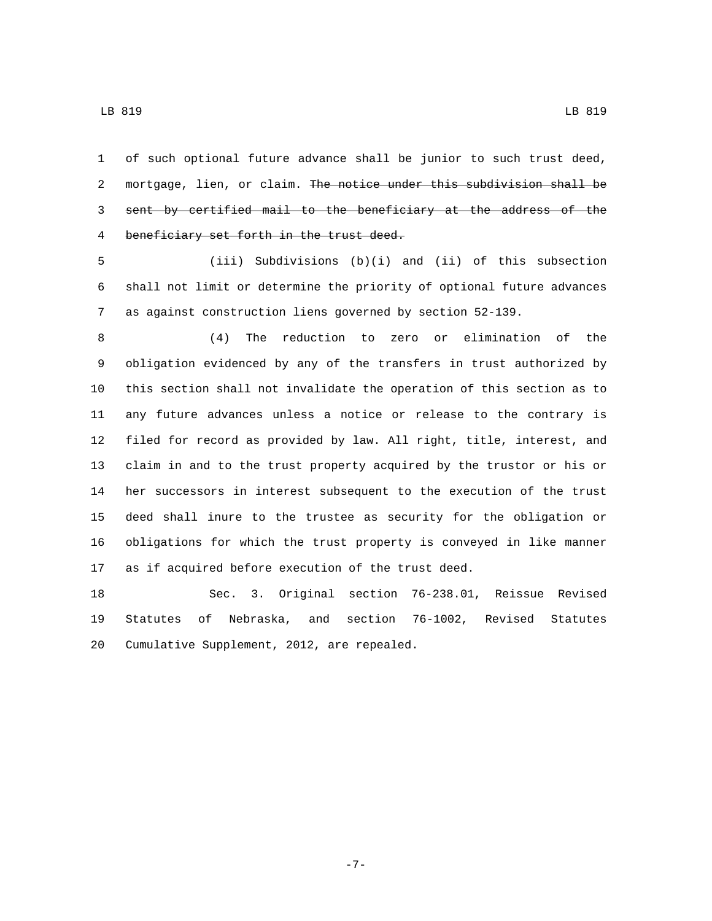of such optional future advance shall be junior to such trust deed, mortgage, lien, or claim. ~~The notice under this subdivision shall be sent by certified mail to the beneficiary at the address of the beneficiary set forth in the trust deed.~~

(iii) Subdivisions (b)(i) and (ii) of this subsection shall not limit or determine the priority of optional future advances as against construction liens governed by section 52-139.

(4) The reduction to zero or elimination of the obligation evidenced by any of the transfers in trust authorized by this section shall not invalidate the operation of this section as to any future advances unless a notice or release to the contrary is filed for record as provided by law. All right, title, interest, and claim in and to the trust property acquired by the trustor or his or her successors in interest subsequent to the execution of the trust deed shall inure to the trustee as security for the obligation or obligations for which the trust property is conveyed in like manner as if acquired before execution of the trust deed.

Sec. 3. Original section 76-238.01, Reissue Revised Statutes of Nebraska, and section 76-1002, Revised Statutes Cumulative Supplement, 2012, are repealed.